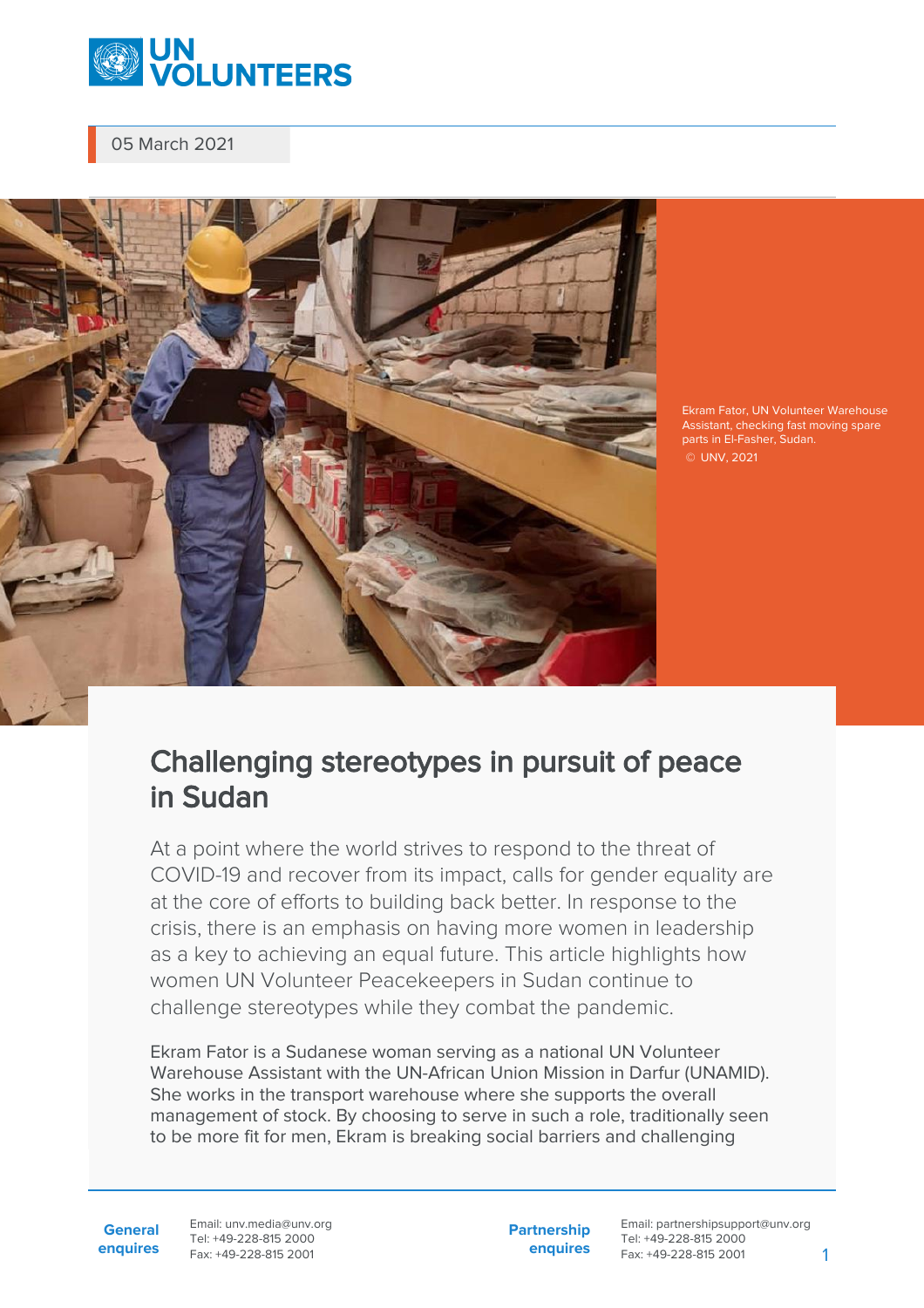05 March 2021

Ekram Fator, UN Volunteer Warehouse Assistant, checking fast moving spare parts in El-Fasher, Sudan.
© UNV, 2021

# Challenging stereotypes in pursuit of peace in Sudan

At a point where the world strives to respond to the threat of COVID-19 and recover from its impact, calls for gender equality are at the core of efforts to building back better. In response to the crisis, there is an emphasis on having more women in leadership as a key to achieving an equal future. This article highlights how women UN Volunteer Peacekeepers in Sudan continue to challenge stereotypes while they combat the pandemic.

Ekram Fator is a Sudanese woman serving as a national UN Volunteer Warehouse Assistant with the UN-African Union Mission in Darfur (UNAMID). She works in the transport warehouse where she supports the overall management of stock. By choosing to serve in such a role, traditionally seen to be more fit for men, Ekram is breaking social barriers and challenging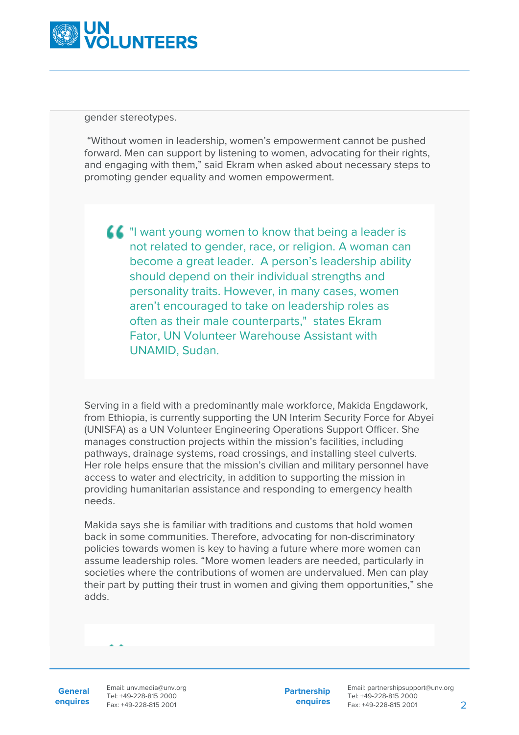gender stereotypes.

"Without women in leadership, women's empowerment cannot be pushed forward. Men can support by listening to women, advocating for their rights, and engaging with them," said Ekram when asked about necessary steps to promoting gender equality and women empowerment.

> "I want young women to know that being a leader is not related to gender, race, or religion. A woman can become a great leader. A person's leadership ability should depend on their individual strengths and personality traits. However, in many cases, women aren't encouraged to take on leadership roles as often as their male counterparts," states Ekram Fator, UN Volunteer Warehouse Assistant with UNAMID, Sudan.

Serving in a field with a predominantly male workforce, Makida Engdawork, from Ethiopia, is currently supporting the UN Interim Security Force for Abyei (UNISFA) as a UN Volunteer Engineering Operations Support Officer. She manages construction projects within the mission's facilities, including pathways, drainage systems, road crossings, and installing steel culverts. Her role helps ensure that the mission's civilian and military personnel have access to water and electricity, in addition to supporting the mission in providing humanitarian assistance and responding to emergency health needs.

Makida says she is familiar with traditions and customs that hold women back in some communities. Therefore, advocating for non-discriminatory policies towards women is key to having a future where more women can assume leadership roles. "More women leaders are needed, particularly in societies where the contributions of women are undervalued. Men can play their part by putting their trust in women and giving them opportunities," she adds.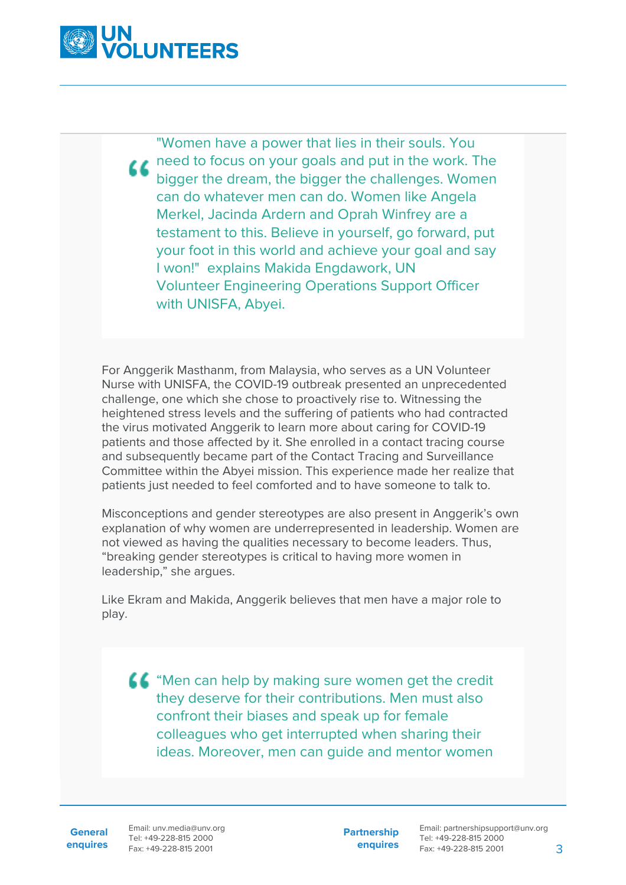> "Women have a power that lies in their souls. You need to focus on your goals and put in the work. The bigger the dream, the bigger the challenges. Women can do whatever men can do. Women like Angela Merkel, Jacinda Ardern and Oprah Winfrey are a testament to this. Believe in yourself, go forward, put your foot in this world and achieve your goal and say I won!" explains Makida Engdawork, UN Volunteer Engineering Operations Support Officer with UNISFA, Abyei.

For Anggerik Masthanm, from Malaysia, who serves as a UN Volunteer Nurse with UNISFA, the COVID-19 outbreak presented an unprecedented challenge, one which she chose to proactively rise to. Witnessing the heightened stress levels and the suffering of patients who had contracted the virus motivated Anggerik to learn more about caring for COVID-19 patients and those affected by it. She enrolled in a contact tracing course and subsequently became part of the Contact Tracing and Surveillance Committee within the Abyei mission. This experience made her realize that patients just needed to feel comforted and to have someone to talk to.

Misconceptions and gender stereotypes are also present in Anggerik's own explanation of why women are underrepresented in leadership. Women are not viewed as having the qualities necessary to become leaders. Thus, "breaking gender stereotypes is critical to having more women in leadership," she argues.

Like Ekram and Makida, Anggerik believes that men have a major role to play.

> "Men can help by making sure women get the credit they deserve for their contributions. Men must also confront their biases and speak up for female colleagues who get interrupted when sharing their ideas. Moreover, men can guide and mentor women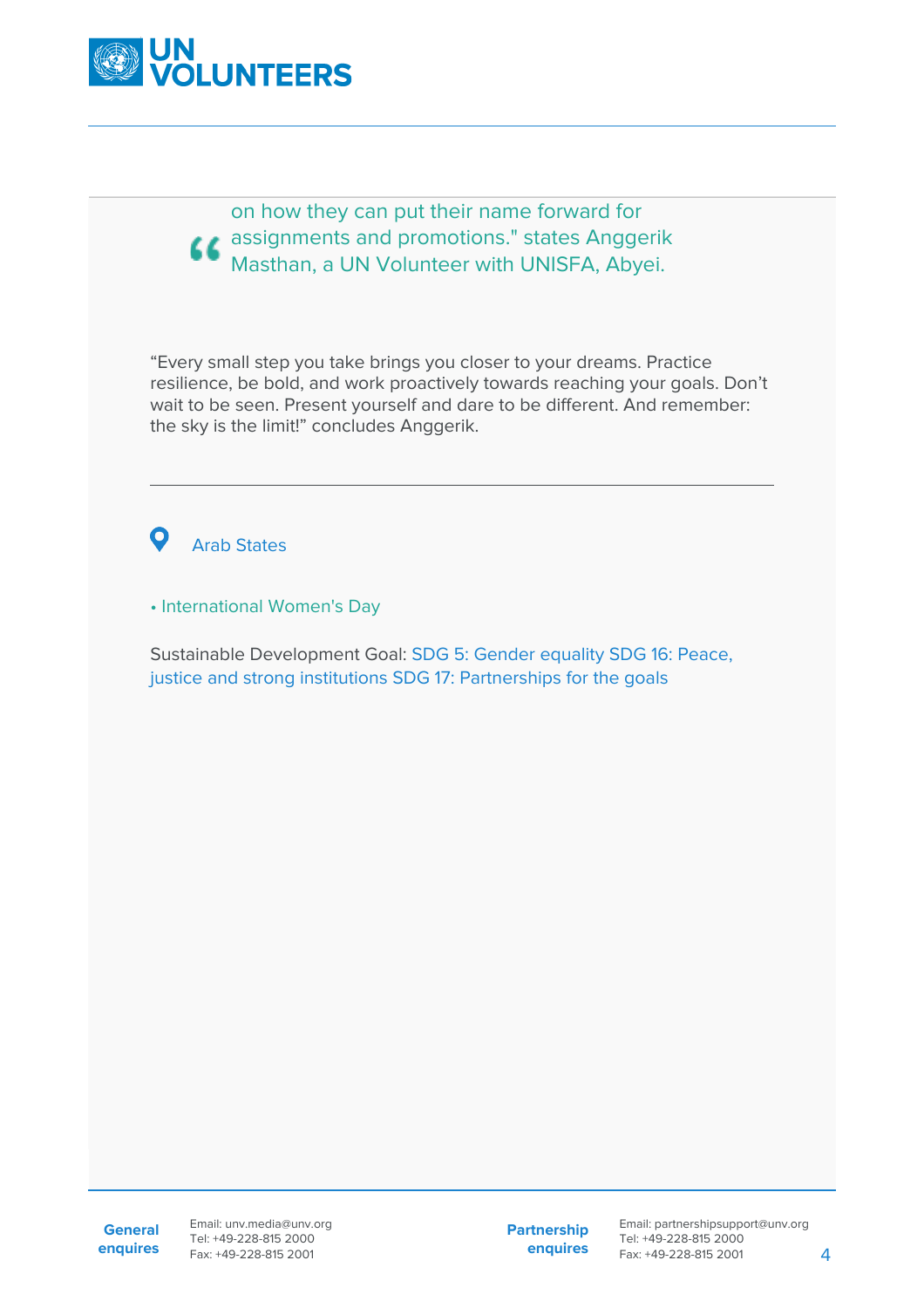> on how they can put their name forward for assignments and promotions." states Anggerik Masthan, a UN Volunteer with UNISFA, Abyei.

“Every small step you take brings you closer to your dreams. Practice resilience, be bold, and work proactively towards reaching your goals. Don’t wait to be seen. Present yourself and dare to be different. And remember: the sky is the limit!” concludes Anggerik.

---

Arab States

• International Women's Day

Sustainable Development Goal: SDG 5: Gender equality SDG 16: Peace, justice and strong institutions SDG 17: Partnerships for the goals

**General enquires**
Email: unv.media@unv.org
Tel: +49-228-815 2000
Fax: +49-228-815 2001

**Partnership enquires**
Email: partnershipsupport@unv.org
Tel: +49-228-815 2000
Fax: +49-228-815 2001